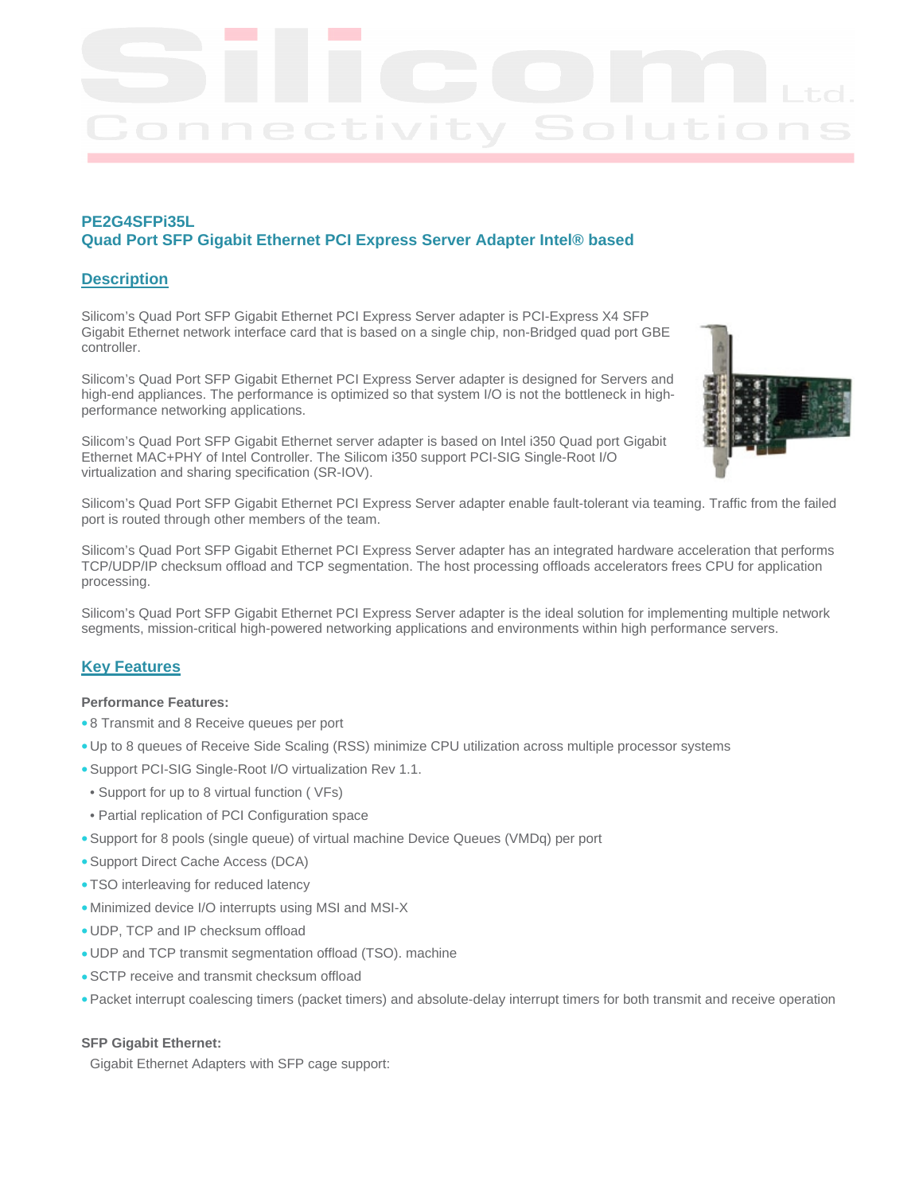# PE2G4SFPi35L
## Quad Port SFP Gigabit Ethernet PCI Express Server Adapter Intel® based

## Description

Silicom's Quad Port SFP Gigabit Ethernet PCI Express Server adapter is PCI-Express X4 SFP Gigabit Ethernet network interface card that is based on a single chip, non-Bridged quad port GBE controller.

Silicom's Quad Port SFP Gigabit Ethernet PCI Express Server adapter is designed for Servers and high-end appliances. The performance is optimized so that system I/O is not the bottleneck in high-performance networking applications.

Silicom's Quad Port SFP Gigabit Ethernet server adapter is based on Intel i350 Quad port Gigabit Ethernet MAC+PHY of Intel Controller. The Silicom i350 support PCI-SIG Single-Root I/O virtualization and sharing specification (SR-IOV).

Silicom's Quad Port SFP Gigabit Ethernet PCI Express Server adapter enable fault-tolerant via teaming. Traffic from the failed port is routed through other members of the team.

Silicom's Quad Port SFP Gigabit Ethernet PCI Express Server adapter has an integrated hardware acceleration that performs TCP/UDP/IP checksum offload and TCP segmentation. The host processing offloads accelerators frees CPU for application processing.

Silicom's Quad Port SFP Gigabit Ethernet PCI Express Server adapter is the ideal solution for implementing multiple network segments, mission-critical high-powered networking applications and environments within high performance servers.

## Key Features

**Performance Features:**

- 8 Transmit and 8 Receive queues per port
- Up to 8 queues of Receive Side Scaling (RSS) minimize CPU utilization across multiple processor systems
- Support PCI-SIG Single-Root I/O virtualization Rev 1.1.
  - Support for up to 8 virtual function ( VFs)
  - Partial replication of PCI Configuration space
- Support for 8 pools (single queue) of virtual machine Device Queues (VMDq) per port
- Support Direct Cache Access (DCA)
- TSO interleaving for reduced latency
- Minimized device I/O interrupts using MSI and MSI-X
- UDP, TCP and IP checksum offload
- UDP and TCP transmit segmentation offload (TSO). machine
- SCTP receive and transmit checksum offload
- Packet interrupt coalescing timers (packet timers) and absolute-delay interrupt timers for both transmit and receive operation

**SFP Gigabit Ethernet:**

Gigabit Ethernet Adapters with SFP cage support: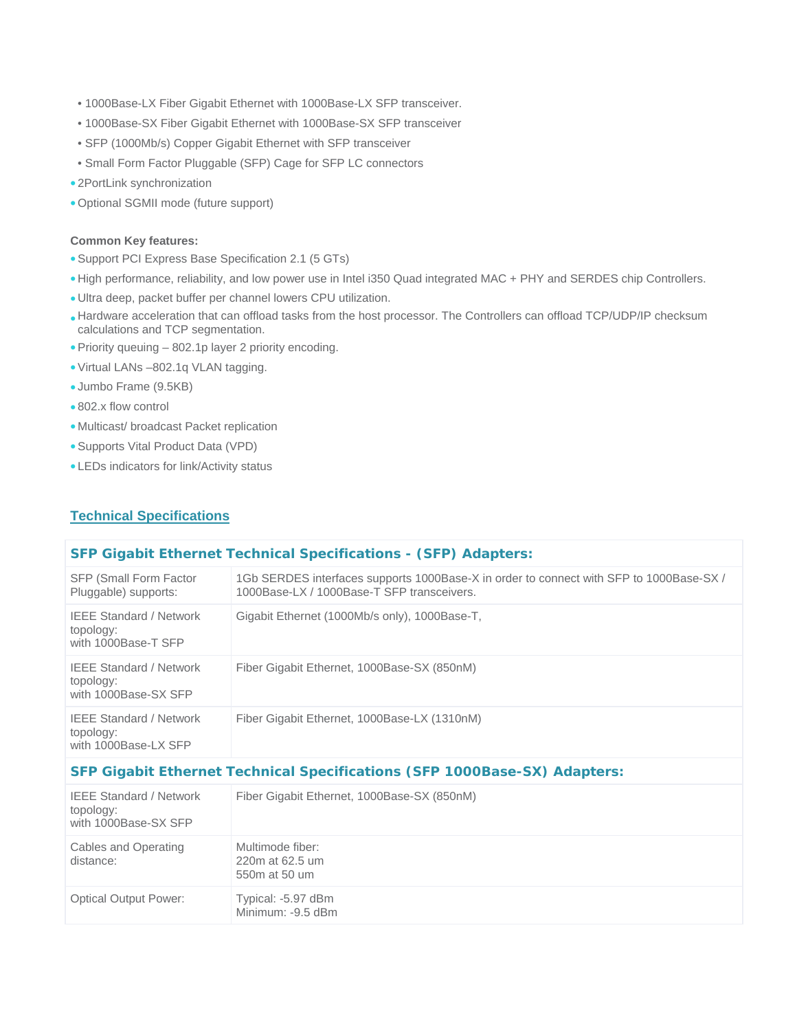- 1000Base-LX Fiber Gigabit Ethernet with 1000Base-LX SFP transceiver.
  - 1000Base-SX Fiber Gigabit Ethernet with 1000Base-SX SFP transceiver
  - SFP (1000Mb/s) Copper Gigabit Ethernet with SFP transceiver
  - Small Form Factor Pluggable (SFP) Cage for SFP LC connectors
- 2PortLink synchronization
- Optional SGMII mode (future support)

**Common Key features:**

- Support PCI Express Base Specification 2.1 (5 GTs)
- High performance, reliability, and low power use in Intel i350 Quad integrated MAC + PHY and SERDES chip Controllers.
- Ultra deep, packet buffer per channel lowers CPU utilization.
- Hardware acceleration that can offload tasks from the host processor. The Controllers can offload TCP/UDP/IP checksum calculations and TCP segmentation.
- Priority queuing – 802.1p layer 2 priority encoding.
- Virtual LANs –802.1q VLAN tagging.
- Jumbo Frame (9.5KB)
- 802.x flow control
- Multicast/ broadcast Packet replication
- Supports Vital Product Data (VPD)
- LEDs indicators for link/Activity status

## Technical Specifications

| **SFP Gigabit Ethernet Technical Specifications - (SFP) Adapters:** | |
|---|---|
| SFP (Small Form Factor Pluggable) supports: | 1Gb SERDES interfaces supports 1000Base-X in order to connect with SFP to 1000Base-SX / 1000Base-LX / 1000Base-T SFP transceivers. |
| IEEE Standard / Network topology: with 1000Base-T SFP | Gigabit Ethernet (1000Mb/s only), 1000Base-T, |
| IEEE Standard / Network topology: with 1000Base-SX SFP | Fiber Gigabit Ethernet, 1000Base-SX (850nM) |
| IEEE Standard / Network topology: with 1000Base-LX SFP | Fiber Gigabit Ethernet, 1000Base-LX (1310nM) |
| **SFP Gigabit Ethernet Technical Specifications (SFP 1000Base-SX) Adapters:** | |
| IEEE Standard / Network topology: with 1000Base-SX SFP | Fiber Gigabit Ethernet, 1000Base-SX (850nM) |
| Cables and Operating distance: | Multimode fiber:<br>220m at 62.5 um<br>550m at 50 um |
| Optical Output Power: | Typical: -5.97 dBm<br>Minimum: -9.5 dBm |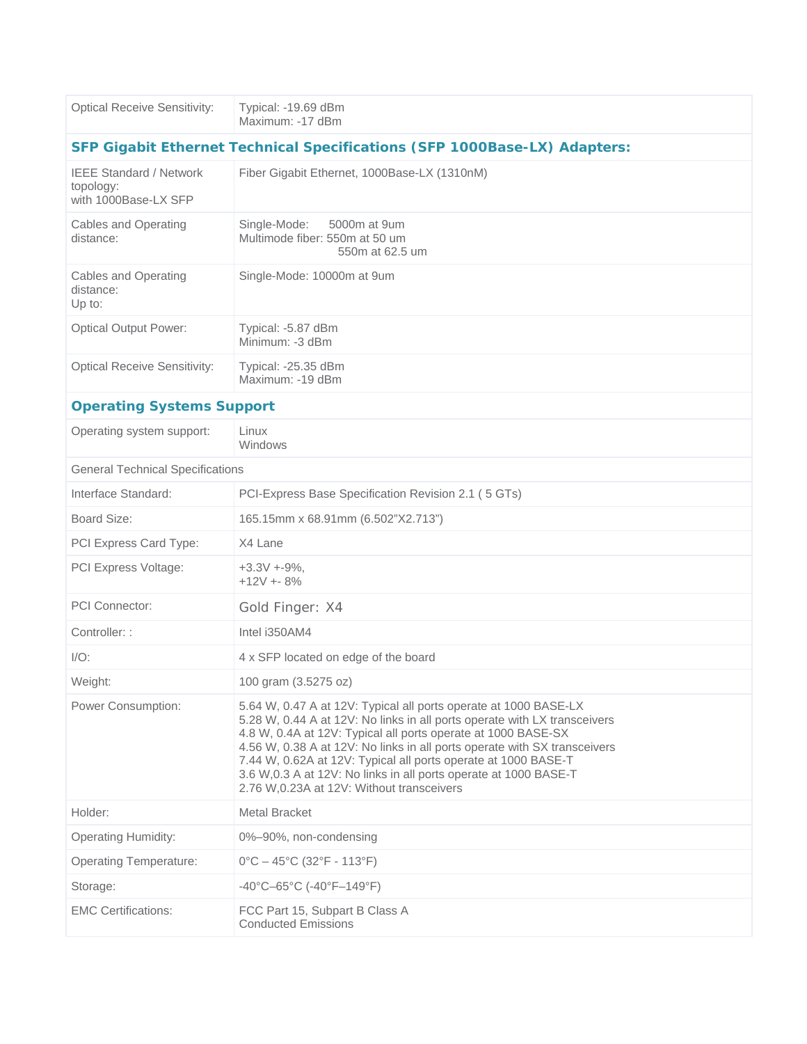| | |
|---|---|
| Optical Receive Sensitivity: | Typical: -19.69 dBm<br>Maximum: -17 dBm |

### SFP Gigabit Ethernet Technical Specifications (SFP 1000Base-LX) Adapters:

| | |
|---|---|
| IEEE Standard / Network topology:<br>with 1000Base-LX SFP | Fiber Gigabit Ethernet, 1000Base-LX (1310nM) |
| Cables and Operating distance: | Single-Mode: 5000m at 9um<br>Multimode fiber: 550m at 50 um<br>550m at 62.5 um |
| Cables and Operating distance:<br>Up to: | Single-Mode: 10000m at 9um |
| Optical Output Power: | Typical: -5.87 dBm<br>Minimum: -3 dBm |
| Optical Receive Sensitivity: | Typical: -25.35 dBm<br>Maximum: -19 dBm |

### Operating Systems Support

| | |
|---|---|
| Operating system support: | Linux<br>Windows |

General Technical Specifications

| | |
|---|---|
| Interface Standard: | PCI-Express Base Specification Revision 2.1 ( 5 GTs) |
| Board Size: | 165.15mm x 68.91mm (6.502"X2.713") |
| PCI Express Card Type: | X4 Lane |
| PCI Express Voltage: | +3.3V +-9%,<br>+12V +- 8% |
| PCI Connector: | Gold Finger: X4 |
| Controller: : | Intel i350AM4 |
| I/O: | 4 x SFP located on edge of the board |
| Weight: | 100 gram (3.5275 oz) |
| Power Consumption: | 5.64 W, 0.47 A at 12V: Typical all ports operate at 1000 BASE-LX<br>5.28 W, 0.44 A at 12V: No links in all ports operate with LX transceivers<br>4.8 W, 0.4A at 12V: Typical all ports operate at 1000 BASE-SX<br>4.56 W, 0.38 A at 12V: No links in all ports operate with SX transceivers<br>7.44 W, 0.62A at 12V: Typical all ports operate at 1000 BASE-T<br>3.6 W,0.3 A at 12V: No links in all ports operate at 1000 BASE-T<br>2.76 W,0.23A at 12V: Without transceivers |
| Holder: | Metal Bracket |
| Operating Humidity: | 0%–90%, non-condensing |
| Operating Temperature: | 0°C – 45°C (32°F - 113°F) |
| Storage: | -40°C–65°C (-40°F–149°F) |
| EMC Certifications: | FCC Part 15, Subpart B Class A<br>Conducted Emissions |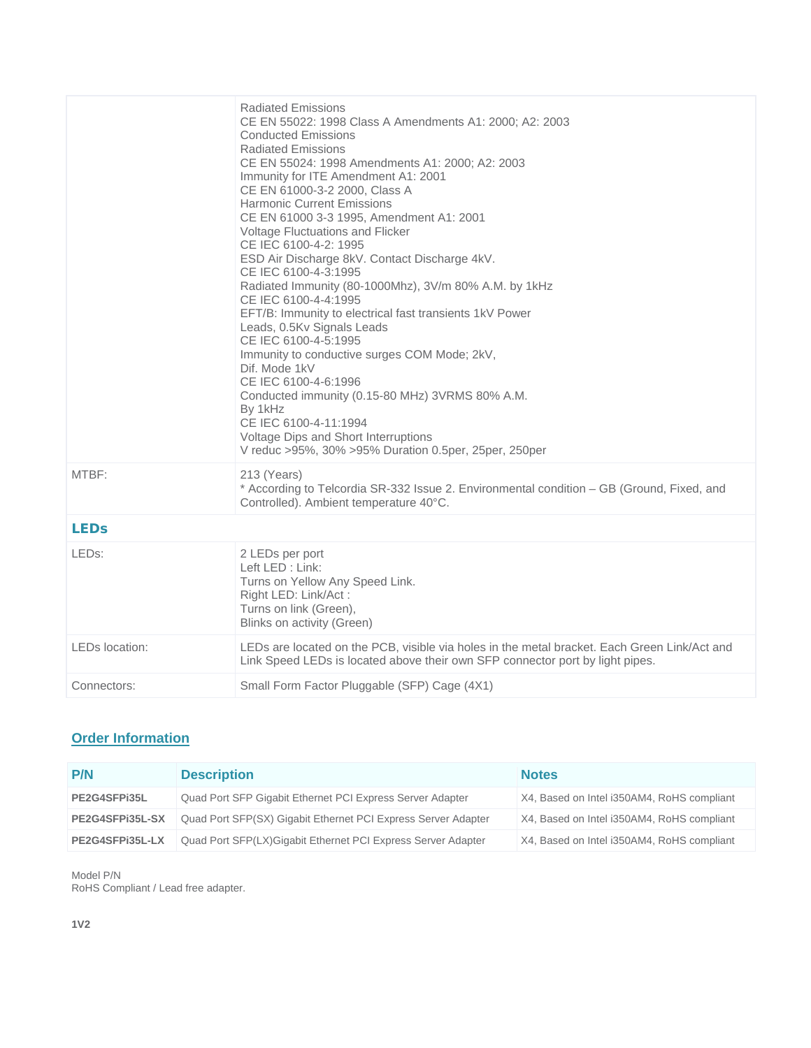| | |
|---|---|
| | Radiated Emissions<br>CE EN 55022: 1998 Class A Amendments A1: 2000; A2: 2003<br>Conducted Emissions<br>Radiated Emissions<br>CE EN 55024: 1998 Amendments A1: 2000; A2: 2003<br>Immunity for ITE Amendment A1: 2001<br>CE EN 61000-3-2 2000, Class A<br>Harmonic Current Emissions<br>CE EN 61000 3-3 1995, Amendment A1: 2001<br>Voltage Fluctuations and Flicker<br>CE IEC 6100-4-2: 1995<br>ESD Air Discharge 8kV. Contact Discharge 4kV.<br>CE IEC 6100-4-3:1995<br>Radiated Immunity (80-1000Mhz), 3V/m 80% A.M. by 1kHz<br>CE IEC 6100-4-4:1995<br>EFT/B: Immunity to electrical fast transients 1kV Power Leads, 0.5Kv Signals Leads<br>CE IEC 6100-4-5:1995<br>Immunity to conductive surges COM Mode; 2kV, Dif. Mode 1kV<br>CE IEC 6100-4-6:1996<br>Conducted immunity (0.15-80 MHz) 3VRMS 80% A.M. By 1kHz<br>CE IEC 6100-4-11:1994<br>Voltage Dips and Short Interruptions<br>V reduc >95%, 30% >95% Duration 0.5per, 25per, 250per |
| MTBF: | 213 (Years)<br>* According to Telcordia SR-332 Issue 2. Environmental condition – GB (Ground, Fixed, and Controlled). Ambient temperature 40°C. |
| **LEDs** | |
| LEDs: | 2 LEDs per port<br>Left LED : Link:<br>Turns on Yellow Any Speed Link.<br>Right LED: Link/Act :<br>Turns on link (Green),<br>Blinks on activity (Green) |
| LEDs location: | LEDs are located on the PCB, visible via holes in the metal bracket. Each Green Link/Act and Link Speed LEDs is located above their own SFP connector port by light pipes. |
| Connectors: | Small Form Factor Pluggable (SFP) Cage (4X1) |

## Order Information

| P/N | Description | Notes |
|---|---|---|
| **PE2G4SFPi35L** | Quad Port SFP Gigabit Ethernet PCI Express Server Adapter | X4, Based on Intel i350AM4, RoHS compliant |
| **PE2G4SFPi35L-SX** | Quad Port SFP(SX) Gigabit Ethernet PCI Express Server Adapter | X4, Based on Intel i350AM4, RoHS compliant |
| **PE2G4SFPi35L-LX** | Quad Port SFP(LX)Gigabit Ethernet PCI Express Server Adapter | X4, Based on Intel i350AM4, RoHS compliant |

Model P/N
RoHS Compliant / Lead free adapter.

**1V2**